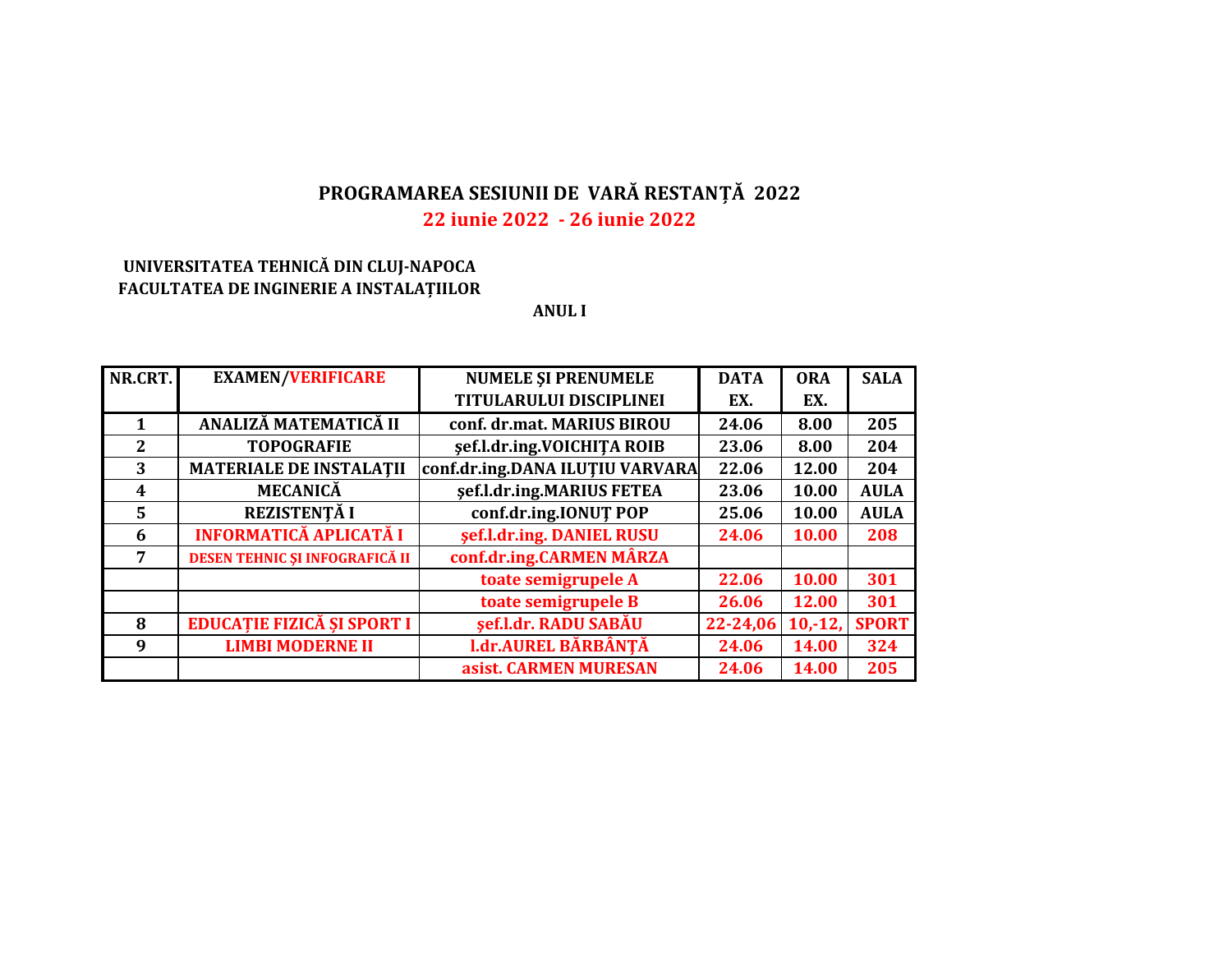# PROGRAMAREA SESIUNII DE VARĂ RESTANȚĂ 2022

## 22 iunie 2022 - 26 iunie 2022

**UNIVERSITATEA TEHNICĂ DIN CLUJ-NAPOCA**
**FACULTATEA DE INGINERIE A INSTALAȚIILOR**

**ANUL I**

| NR.CRT. | EXAMEN/VERIFICARE | NUMELE ŞI PRENUMELE TITULARULUI DISCIPLINEI | DATA EX. | ORA EX. | SALA |
|---|---|---|---|---|---|
| 1 | ANALIZĂ MATEMATICĂ II | conf. dr.mat. MARIUS BIROU | 24.06 | 8.00 | 205 |
| 2 | TOPOGRAFIE | şef.l.dr.ing.VOICHIȚA ROIB | 23.06 | 8.00 | 204 |
| 3 | MATERIALE DE INSTALAȚII | conf.dr.ing.DANA ILUŢIU VARVARA | 22.06 | 12.00 | 204 |
| 4 | MECANICĂ | şef.l.dr.ing.MARIUS FETEA | 23.06 | 10.00 | AULA |
| 5 | REZISTENȚĂ I | conf.dr.ing.IONUȚ POP | 25.06 | 10.00 | AULA |
| 6 | INFORMATICĂ APLICATĂ I | şef.l.dr.ing. DANIEL RUSU | 24.06 | 10.00 | 208 |
| 7 | DESEN TEHNIC ŞI INFOGRAFICĂ II | conf.dr.ing.CARMEN MÂRZA | | | |
| | | toate semigrupele A | 22.06 | 10.00 | 301 |
| | | toate semigrupele B | 26.06 | 12.00 | 301 |
| 8 | EDUCAȚIE FIZICĂ ŞI SPORT I | şef.l.dr. RADU SABĂU | 22-24,06 | 10,-12, | SPORT |
| 9 | LIMBI MODERNE II | l.dr.AUREL BĂRBÂNȚĂ | 24.06 | 14.00 | 324 |
| | | asist. CARMEN MURESAN | 24.06 | 14.00 | 205 |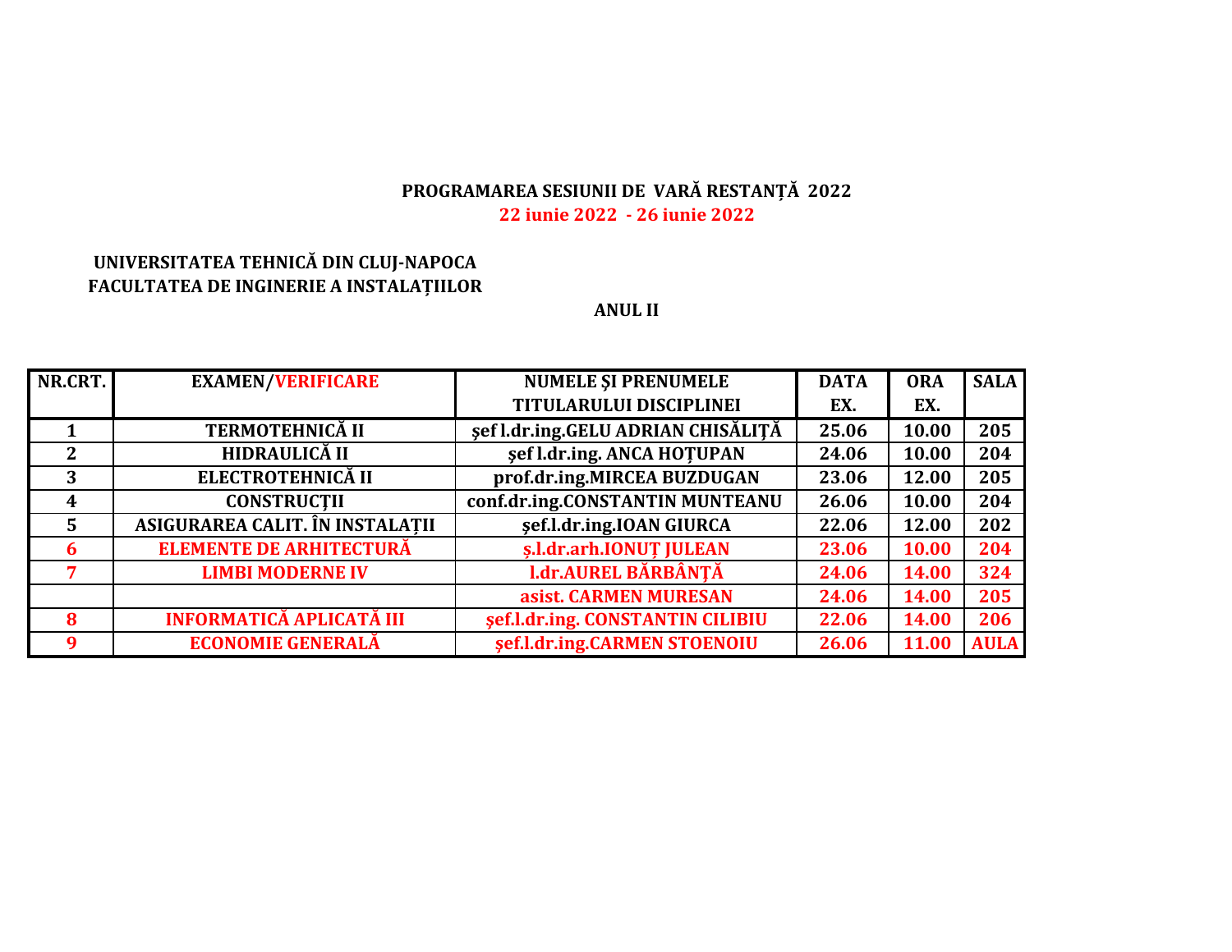## PROGRAMAREA SESIUNII DE VARĂ RESTANȚĂ 2022

**22 iunie 2022 - 26 iunie 2022**

**UNIVERSITATEA TEHNICĂ DIN CLUJ-NAPOCA**
**FACULTATEA DE INGINERIE A INSTALAȚIILOR**

**ANUL II**

| NR.CRT. | EXAMEN/VERIFICARE | NUMELE ȘI PRENUMELE TITULARULUI DISCIPLINEI | DATA EX. | ORA EX. | SALA |
|---|---|---|---|---|---|
| 1 | TERMOTEHNICĂ II | şef l.dr.ing.GELU ADRIAN CHISĂLIȚĂ | 25.06 | 10.00 | 205 |
| 2 | HIDRAULICĂ II | şef l.dr.ing. ANCA HOȚUPAN | 24.06 | 10.00 | 204 |
| 3 | ELECTROTEHNICĂ II | prof.dr.ing.MIRCEA BUZDUGAN | 23.06 | 12.00 | 205 |
| 4 | CONSTRUCŢII | conf.dr.ing.CONSTANTIN MUNTEANU | 26.06 | 10.00 | 204 |
| 5 | ASIGURAREA CALIT. ÎN INSTALAȚII | şef.l.dr.ing.IOAN GIURCA | 22.06 | 12.00 | 202 |
| 6 | ELEMENTE DE ARHITECTURĂ | ș.l.dr.arh.IONUȚ JULEAN | 23.06 | 10.00 | 204 |
| 7 | LIMBI MODERNE IV | l.dr.AUREL BĂRBÂNȚĂ | 24.06 | 14.00 | 324 |
| | | asist. CARMEN MURESAN | 24.06 | 14.00 | 205 |
| 8 | INFORMATICĂ APLICATĂ III | şef.l.dr.ing. CONSTANTIN CILIBIU | 22.06 | 14.00 | 206 |
| 9 | ECONOMIE GENERALĂ | şef.l.dr.ing.CARMEN STOENOIU | 26.06 | 11.00 | AULA |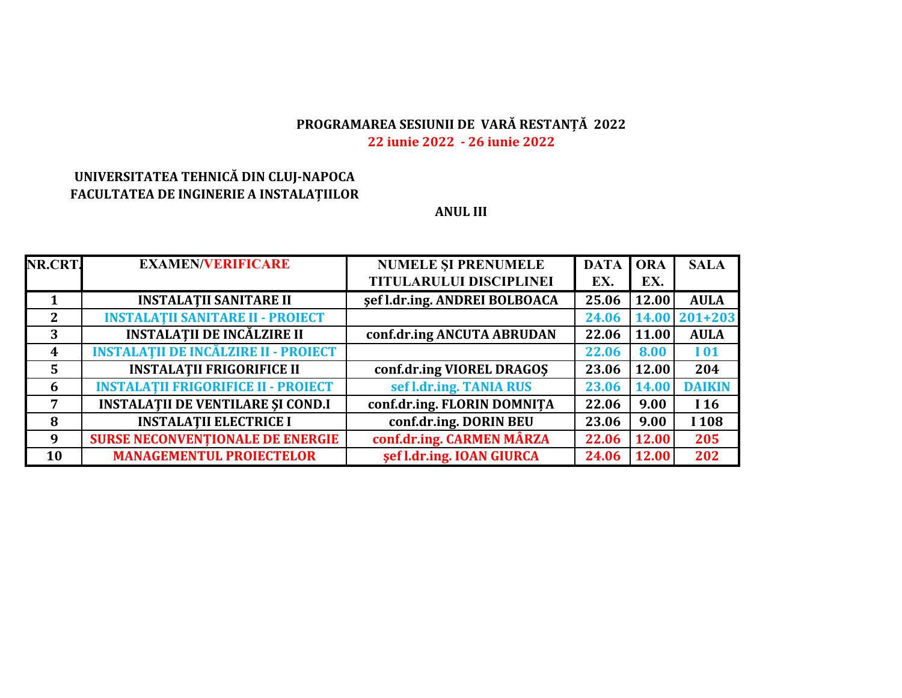**PROGRAMAREA SESIUNII DE VARĂ RESTANȚĂ 2022**

**22 iunie 2022 - 26 iunie 2022**

**UNIVERSITATEA TEHNICĂ DIN CLUJ-NAPOCA**
**FACULTATEA DE INGINERIE A INSTALAȚIILOR**

**ANUL III**

| NR.CRT. | EXAMEN/VERIFICARE | NUMELE ȘI PRENUMELE TITULARULUI DISCIPLINEI | DATA EX. | ORA EX. | SALA |
|---|---|---|---|---|---|
| 1 | INSTALAŢII SANITARE II | şef l.dr.ing. ANDREI BOLBOACA | 25.06 | 12.00 | AULA |
| 2 | INSTALAŢII SANITARE II - PROIECT | | 24.06 | 14.00 | 201+203 |
| 3 | INSTALAŢII DE INCĂLZIRE II | conf.dr.ing ANCUTA ABRUDAN | 22.06 | 11.00 | AULA |
| 4 | INSTALAŢII DE INCĂLZIRE II - PROIECT | | 22.06 | 8.00 | I 01 |
| 5 | INSTALAŢII FRIGORIFICE II | conf.dr.ing VIOREL DRAGOŞ | 23.06 | 12.00 | 204 |
| 6 | INSTALAŢII FRIGORIFICE II - PROIECT | sef l.dr.ing. TANIA RUS | 23.06 | 14.00 | DAIKIN |
| 7 | INSTALAŢII DE VENTILARE ŞI COND.I | conf.dr.ing. FLORIN DOMNIȚA | 22.06 | 9.00 | I 16 |
| 8 | INSTALAŢII ELECTRICE I | conf.dr.ing. DORIN BEU | 23.06 | 9.00 | I 108 |
| 9 | SURSE NECONVENȚIONALE DE ENERGIE | conf.dr.ing. CARMEN MÂRZA | 22.06 | 12.00 | 205 |
| 10 | MANAGEMENTUL PROIECTELOR | şef l.dr.ing. IOAN GIURCA | 24.06 | 12.00 | 202 |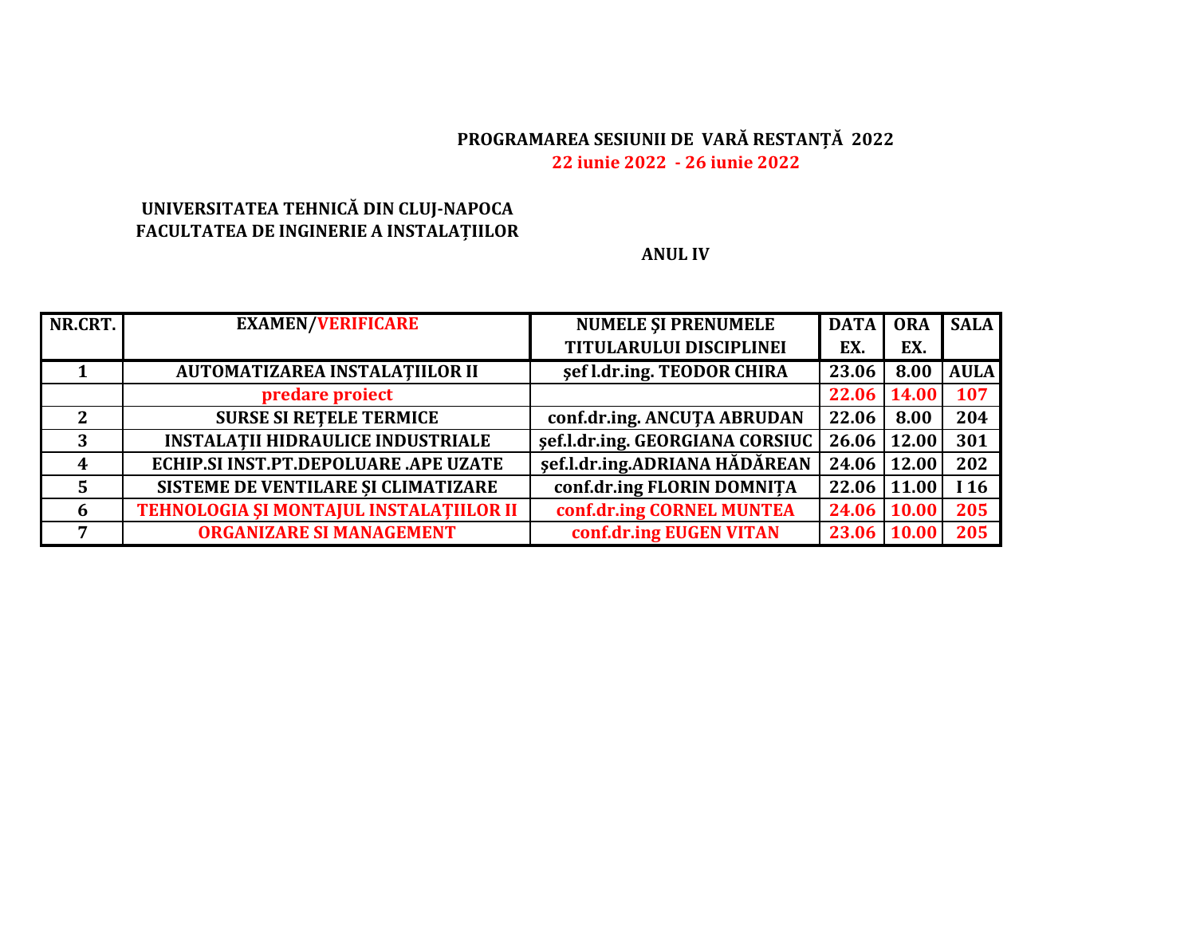**PROGRAMAREA SESIUNII DE VARĂ RESTANȚĂ 2022**

**22 iunie 2022 - 26 iunie 2022**

**UNIVERSITATEA TEHNICĂ DIN CLUJ-NAPOCA**

**FACULTATEA DE INGINERIE A INSTALAȚIILOR**

**ANUL IV**

| NR.CRT. | EXAMEN/VERIFICARE | NUMELE ȘI PRENUMELE TITULARULUI DISCIPLINEI | DATA EX. | ORA EX. | SALA |
|---|---|---|---|---|---|
| 1 | AUTOMATIZAREA INSTALAŢIILOR II | şef l.dr.ing. TEODOR CHIRA | 23.06 | 8.00 | AULA |
| | predare proiect | | 22.06 | 14.00 | 107 |
| 2 | SURSE SI REȚELE TERMICE | conf.dr.ing. ANCUȚA ABRUDAN | 22.06 | 8.00 | 204 |
| 3 | INSTALAŢII HIDRAULICE INDUSTRIALE | şef.l.dr.ing. GEORGIANA CORSIUC | 26.06 | 12.00 | 301 |
| 4 | ECHIP.SI INST.PT.DEPOLUARE .APE UZATE | şef.l.dr.ing.ADRIANA HĂDĂREAN | 24.06 | 12.00 | 202 |
| 5 | SISTEME DE VENTILARE ȘI CLIMATIZARE | conf.dr.ing FLORIN DOMNIȚA | 22.06 | 11.00 | I 16 |
| 6 | TEHNOLOGIA ŞI MONTAJUL INSTALAŢIILOR II | conf.dr.ing CORNEL MUNTEA | 24.06 | 10.00 | 205 |
| 7 | ORGANIZARE SI MANAGEMENT | conf.dr.ing EUGEN VITAN | 23.06 | 10.00 | 205 |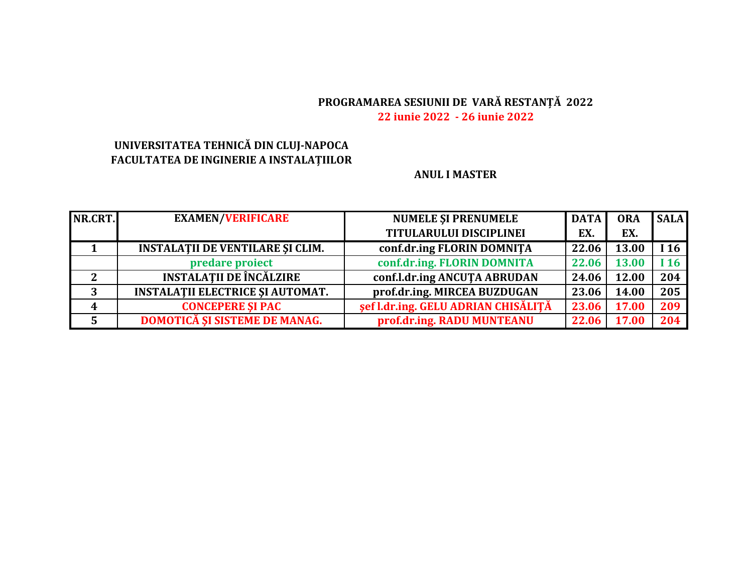**PROGRAMAREA SESIUNII DE VARĂ RESTANȚĂ 2022**

**22 iunie 2022 - 26 iunie 2022**

**UNIVERSITATEA TEHNICĂ DIN CLUJ-NAPOCA**
**FACULTATEA DE INGINERIE A INSTALAȚIILOR**

**ANUL I MASTER**

| NR.CRT. | EXAMEN/VERIFICARE | NUMELE ŞI PRENUMELE TITULARULUI DISCIPLINEI | DATA EX. | ORA EX. | SALA |
|---|---|---|---|---|---|
| 1 | INSTALAŢII DE VENTILARE ŞI CLIM. | conf.dr.ing FLORIN DOMNIŢA | 22.06 | 13.00 | I 16 |
| | predare proiect | conf.dr.ing. FLORIN DOMNITA | 22.06 | 13.00 | I 16 |
| 2 | INSTALAŢII DE ÎNCĂLZIRE | conf.l.dr.ing ANCUŢA ABRUDAN | 24.06 | 12.00 | 204 |
| 3 | INSTALAŢII ELECTRICE ŞI AUTOMAT. | prof.dr.ing. MIRCEA BUZDUGAN | 23.06 | 14.00 | 205 |
| 4 | CONCEPERE ŞI PAC | şef l.dr.ing. GELU ADRIAN CHISĂLIŢĂ | 23.06 | 17.00 | 209 |
| 5 | DOMOTICĂ ŞI SISTEME DE MANAG. | prof.dr.ing. RADU MUNTEANU | 22.06 | 17.00 | 204 |